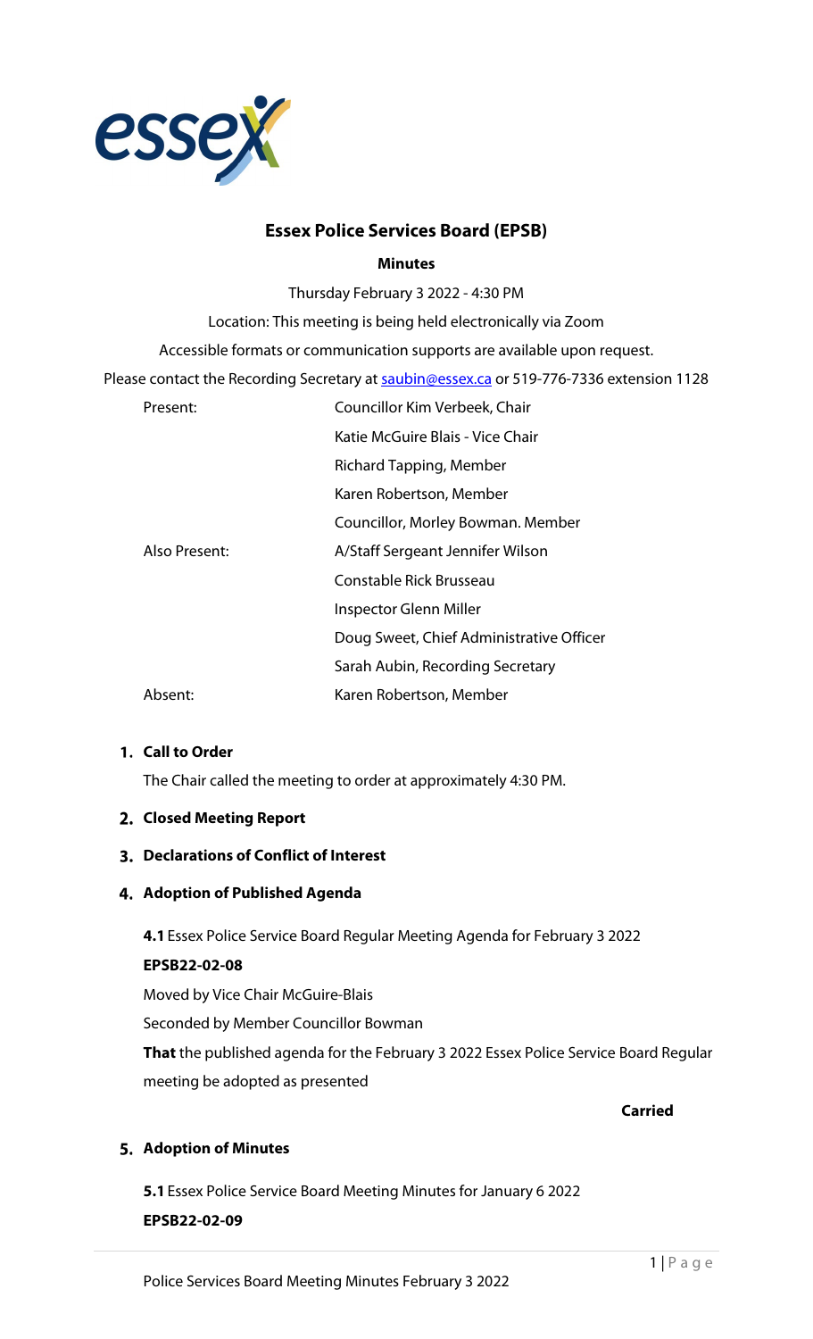# Essex Police Services Board (EPSB)

**Minutes**

Thursday February 3 2022 - 4:30 PM

Location: This meeting is being held electronically via Zoom

Accessible formats or communication supports are available upon request.

Please contact the Recording Secretary at saubin@essex.ca or 519-776-7336 extension 1128

| | |
|---|---|
| Present: | Councillor Kim Verbeek, Chair |
| | Katie McGuire Blais - Vice Chair |
| | Richard Tapping, Member |
| | Karen Robertson, Member |
| | Councillor, Morley Bowman. Member |
| Also Present: | A/Staff Sergeant Jennifer Wilson |
| | Constable Rick Brusseau |
| | Inspector Glenn Miller |
| | Doug Sweet, Chief Administrative Officer |
| | Sarah Aubin, Recording Secretary |
| Absent: | Karen Robertson, Member |

## 1. Call to Order

The Chair called the meeting to order at approximately 4:30 PM.

## 2. Closed Meeting Report

## 3. Declarations of Conflict of Interest

## 4. Adoption of Published Agenda

**4.1** Essex Police Service Board Regular Meeting Agenda for February 3 2022

**EPSB22-02-08**

Moved by Vice Chair McGuire-Blais

Seconded by Member Councillor Bowman

**That** the published agenda for the February 3 2022 Essex Police Service Board Regular meeting be adopted as presented

**Carried**

## 5. Adoption of Minutes

**5.1** Essex Police Service Board Meeting Minutes for January 6 2022

**EPSB22-02-09**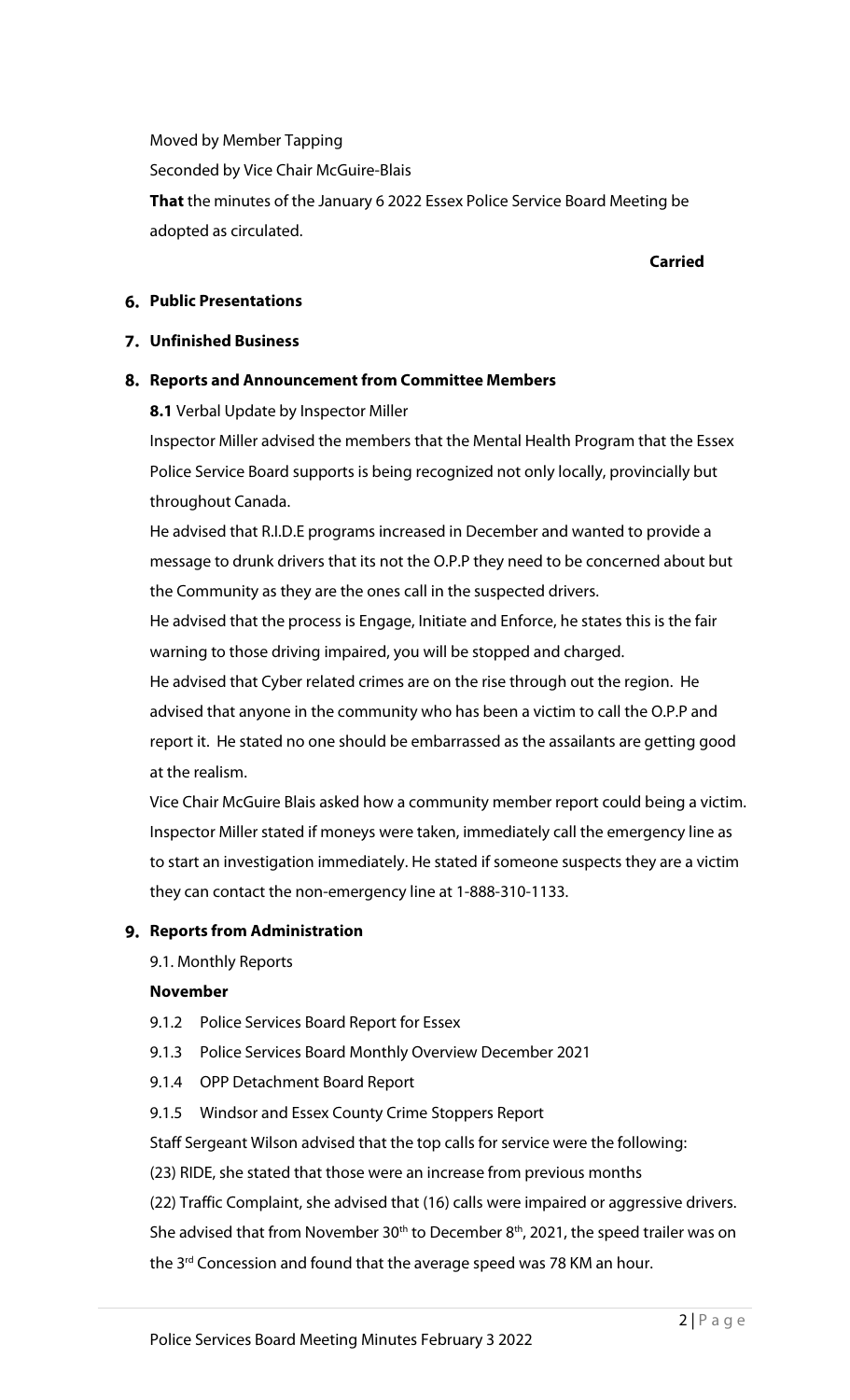Moved by Member Tapping

Seconded by Vice Chair McGuire-Blais

**That** the minutes of the January 6 2022 Essex Police Service Board Meeting be adopted as circulated.

**Carried**

## 6. Public Presentations

## 7. Unfinished Business

## 8. Reports and Announcement from Committee Members

**8.1** Verbal Update by Inspector Miller

Inspector Miller advised the members that the Mental Health Program that the Essex Police Service Board supports is being recognized not only locally, provincially but throughout Canada.

He advised that R.I.D.E programs increased in December and wanted to provide a message to drunk drivers that its not the O.P.P they need to be concerned about but the Community as they are the ones call in the suspected drivers.

He advised that the process is Engage, Initiate and Enforce, he states this is the fair warning to those driving impaired, you will be stopped and charged.

He advised that Cyber related crimes are on the rise through out the region. He advised that anyone in the community who has been a victim to call the O.P.P and report it. He stated no one should be embarrassed as the assailants are getting good at the realism.

Vice Chair McGuire Blais asked how a community member report could being a victim. Inspector Miller stated if moneys were taken, immediately call the emergency line as to start an investigation immediately. He stated if someone suspects they are a victim they can contact the non-emergency line at 1-888-310-1133.

## 9. Reports from Administration

9.1. Monthly Reports

**November**

- 9.1.2 Police Services Board Report for Essex
- 9.1.3 Police Services Board Monthly Overview December 2021
- 9.1.4 OPP Detachment Board Report
- 9.1.5 Windsor and Essex County Crime Stoppers Report

Staff Sergeant Wilson advised that the top calls for service were the following:

(23) RIDE, she stated that those were an increase from previous months

(22) Traffic Complaint, she advised that (16) calls were impaired or aggressive drivers. She advised that from November 30th to December 8th, 2021, the speed trailer was on the 3rd Concession and found that the average speed was 78 KM an hour.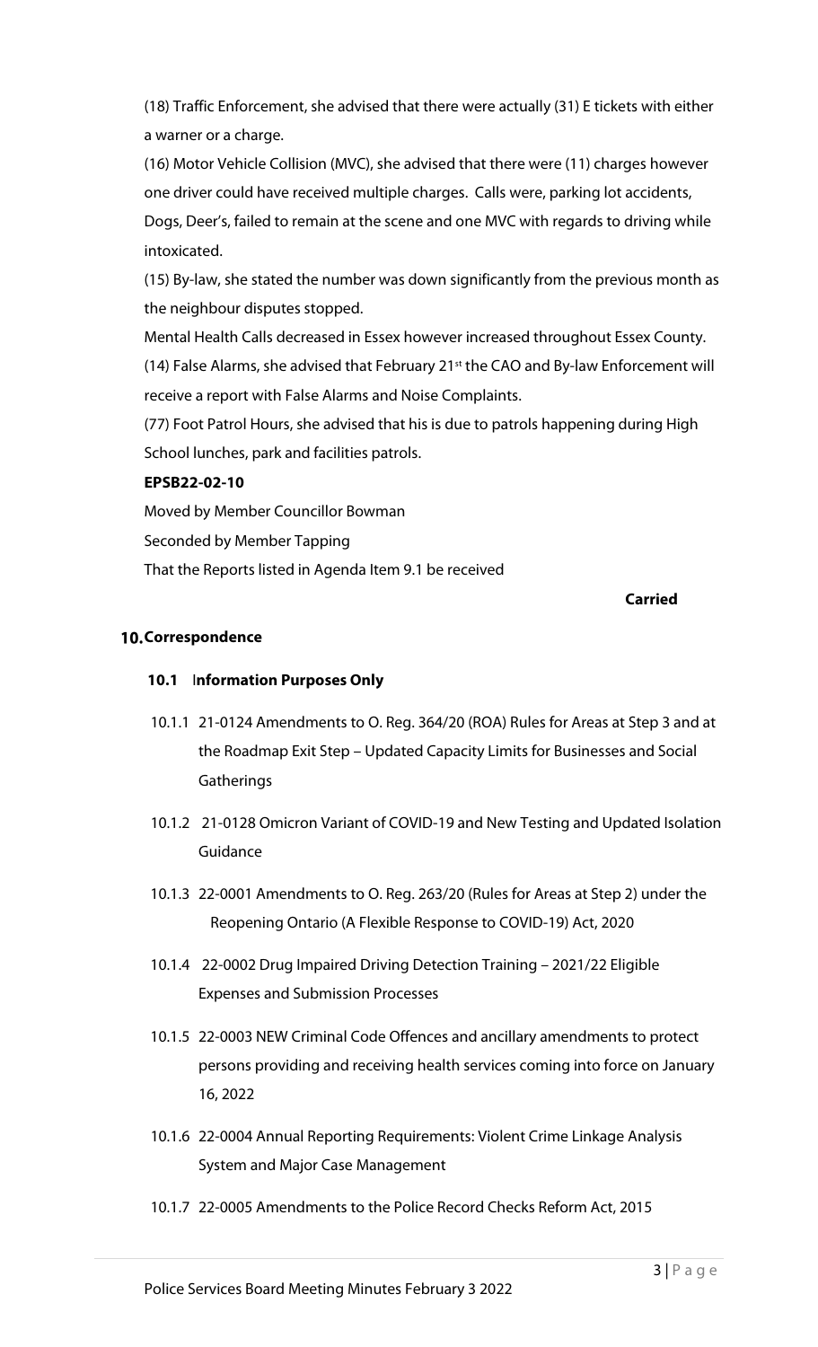(18) Traffic Enforcement, she advised that there were actually (31) E tickets with either a warner or a charge.

(16) Motor Vehicle Collision (MVC), she advised that there were (11) charges however one driver could have received multiple charges. Calls were, parking lot accidents, Dogs, Deer's, failed to remain at the scene and one MVC with regards to driving while intoxicated.

(15) By-law, she stated the number was down significantly from the previous month as the neighbour disputes stopped.

Mental Health Calls decreased in Essex however increased throughout Essex County.

(14) False Alarms, she advised that February 21st the CAO and By-law Enforcement will receive a report with False Alarms and Noise Complaints.

(77) Foot Patrol Hours, she advised that his is due to patrols happening during High School lunches, park and facilities patrols.

**EPSB22-02-10**

Moved by Member Councillor Bowman

Seconded by Member Tapping

That the Reports listed in Agenda Item 9.1 be received

**Carried**

## 10. Correspondence

### 10.1 Information Purposes Only

10.1.1 21-0124 Amendments to O. Reg. 364/20 (ROA) Rules for Areas at Step 3 and at the Roadmap Exit Step – Updated Capacity Limits for Businesses and Social Gatherings

10.1.2 21-0128 Omicron Variant of COVID-19 and New Testing and Updated Isolation Guidance

10.1.3 22-0001 Amendments to O. Reg. 263/20 (Rules for Areas at Step 2) under the Reopening Ontario (A Flexible Response to COVID-19) Act, 2020

10.1.4 22-0002 Drug Impaired Driving Detection Training – 2021/22 Eligible Expenses and Submission Processes

10.1.5 22-0003 NEW Criminal Code Offences and ancillary amendments to protect persons providing and receiving health services coming into force on January 16, 2022

10.1.6 22-0004 Annual Reporting Requirements: Violent Crime Linkage Analysis System and Major Case Management

10.1.7 22-0005 Amendments to the Police Record Checks Reform Act, 2015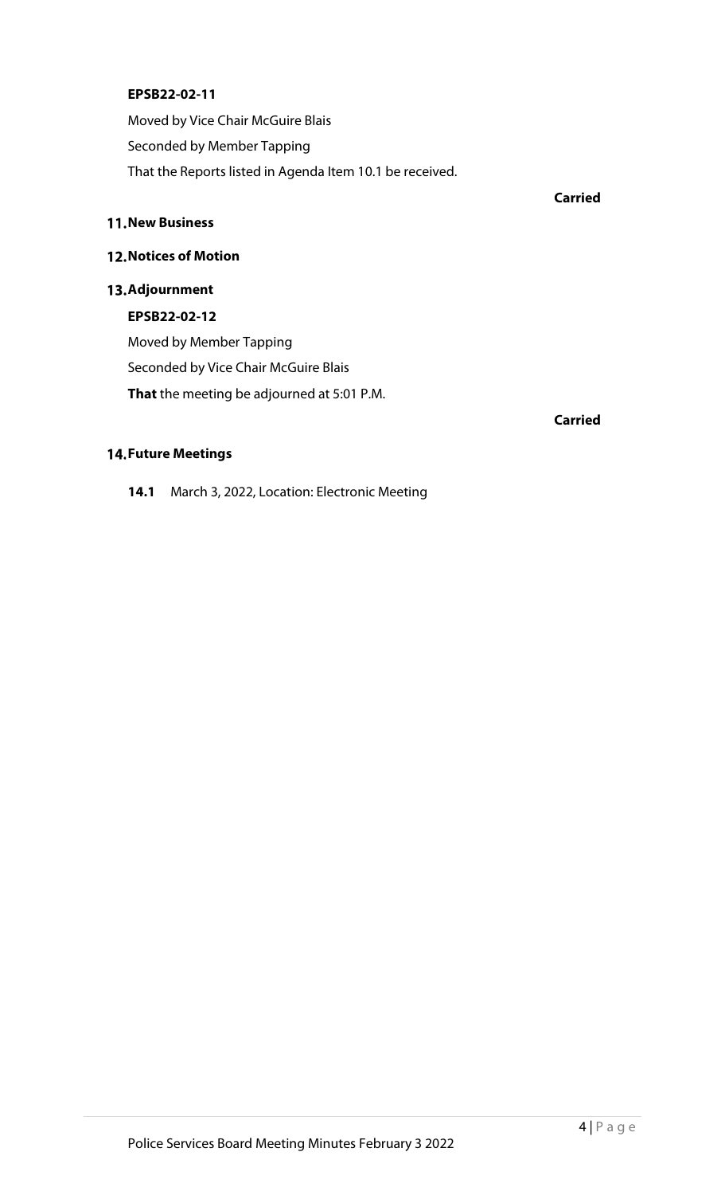**EPSB22-02-11**

Moved by Vice Chair McGuire Blais

Seconded by Member Tapping

That the Reports listed in Agenda Item 10.1 be received.

**Carried**

## 11. New Business

## 12. Notices of Motion

## 13. Adjournment

**EPSB22-02-12**

Moved by Member Tapping

Seconded by Vice Chair McGuire Blais

**That** the meeting be adjourned at 5:01 P.M.

**Carried**

## 14. Future Meetings

**14.1** March 3, 2022, Location: Electronic Meeting

Police Services Board Meeting Minutes February 3 2022